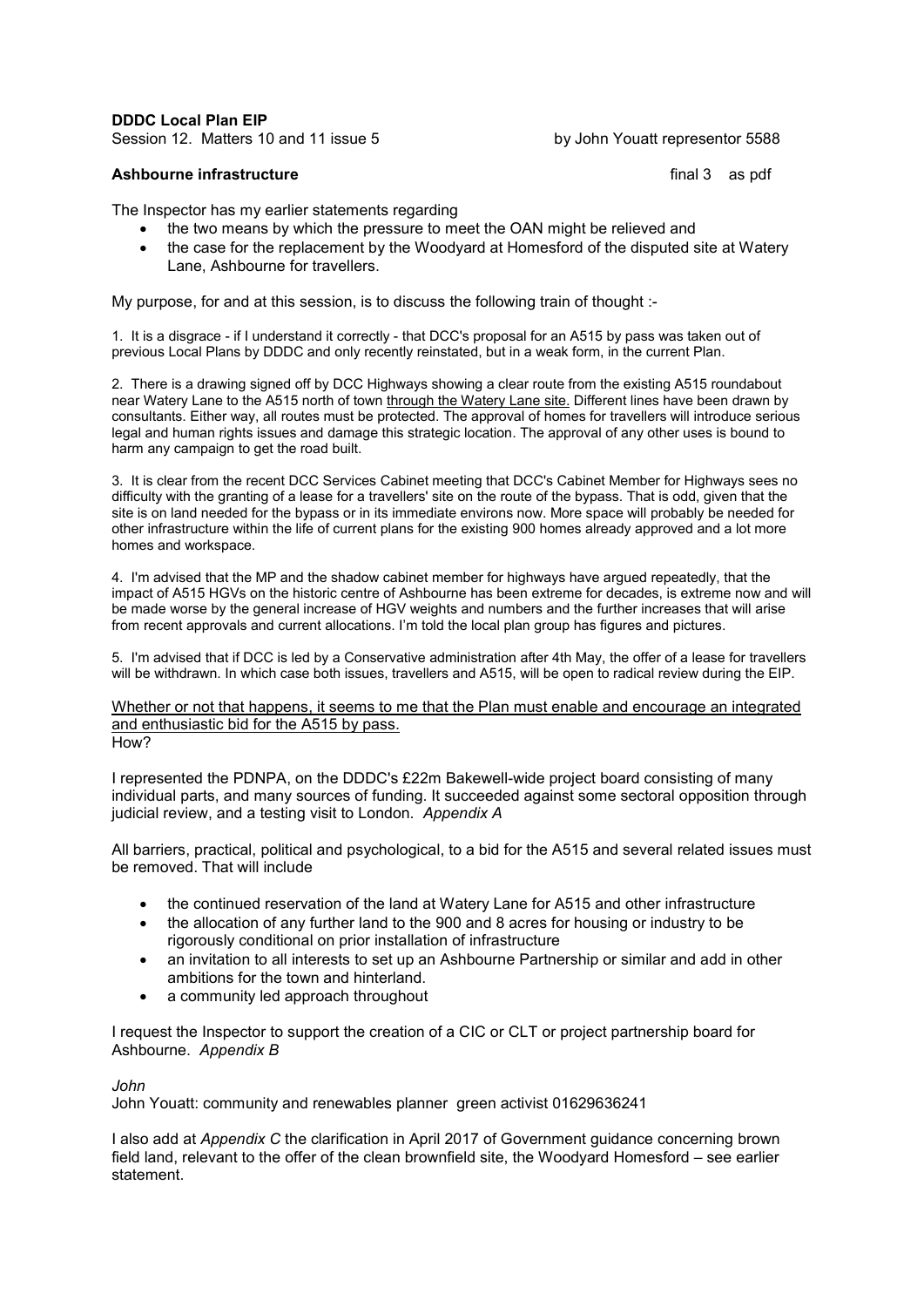**DDDC Local Plan EIP**

Session 12. Matters 10 and 11 issue 5 by John Youatt representor 5588

**Ashbourne infrastructure** final 3 as pdf

The Inspector has my earlier statements regarding

- the two means by which the pressure to meet the OAN might be relieved and
- the case for the replacement by the Woodyard at Homesford of the disputed site at Watery Lane, Ashbourne for travellers.

My purpose, for and at this session, is to discuss the following train of thought :-

1. It is a disgrace - if I understand it correctly - that DCC's proposal for an A515 by pass was taken out of previous Local Plans by DDDC and only recently reinstated, but in a weak form, in the current Plan.

2. There is a drawing signed off by DCC Highways showing a clear route from the existing A515 roundabout near Watery Lane to the A515 north of town <u>through the Watery Lane site.</u> Different lines have been drawn by consultants. Either way, all routes must be protected. The approval of homes for travellers will introduce serious legal and human rights issues and damage this strategic location. The approval of any other uses is bound to harm any campaign to get the road built.

3. It is clear from the recent DCC Services Cabinet meeting that DCC's Cabinet Member for Highways sees no difficulty with the granting of a lease for a travellers' site on the route of the bypass. That is odd, given that the site is on land needed for the bypass or in its immediate environs now. More space will probably be needed for other infrastructure within the life of current plans for the existing 900 homes already approved and a lot more homes and workspace.

4. I'm advised that the MP and the shadow cabinet member for highways have argued repeatedly, that the impact of A515 HGVs on the historic centre of Ashbourne has been extreme for decades, is extreme now and will be made worse by the general increase of HGV weights and numbers and the further increases that will arise from recent approvals and current allocations. I'm told the local plan group has figures and pictures.

5. I'm advised that if DCC is led by a Conservative administration after 4th May, the offer of a lease for travellers will be withdrawn. In which case both issues, travellers and A515, will be open to radical review during the EIP.

<u>Whether or not that happens, it seems to me that the Plan must enable and encourage an integrated and enthusiastic bid for the A515 by pass.</u>
How?

I represented the PDNPA, on the DDDC's £22m Bakewell-wide project board consisting of many individual parts, and many sources of funding. It succeeded against some sectoral opposition through judicial review, and a testing visit to London. *Appendix A*

All barriers, practical, political and psychological, to a bid for the A515 and several related issues must be removed. That will include

- the continued reservation of the land at Watery Lane for A515 and other infrastructure
- the allocation of any further land to the 900 and 8 acres for housing or industry to be rigorously conditional on prior installation of infrastructure
- an invitation to all interests to set up an Ashbourne Partnership or similar and add in other ambitions for the town and hinterland.
- a community led approach throughout

I request the Inspector to support the creation of a CIC or CLT or project partnership board for Ashbourne. *Appendix B*

*John*
John Youatt: community and renewables planner green activist 01629636241

I also add at *Appendix C* the clarification in April 2017 of Government guidance concerning brown field land, relevant to the offer of the clean brownfield site, the Woodyard Homesford – see earlier statement.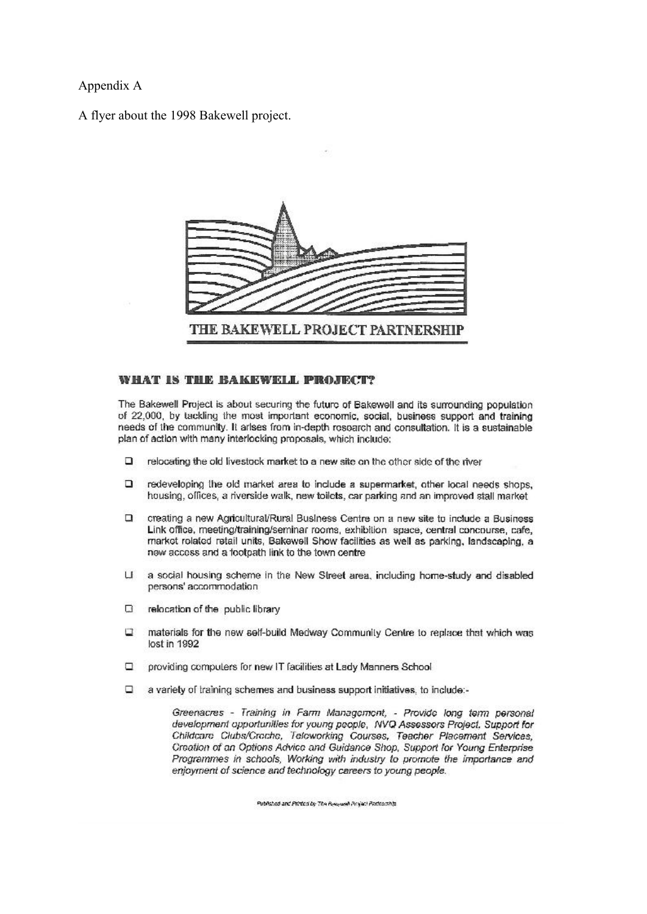Appendix A

A flyer about the 1998 Bakewell project.

THE BAKEWELL PROJECT PARTNERSHIP

## WHAT IS THE BAKEWELL PROJECT?

The Bakewell Project is about securing the future of Bakewell and its surrounding population of 22,000, by tackling the most important economic, social, business support and training needs of the community. It arises from in-depth research and consultation. It is a sustainable plan of action with many interlocking proposals, which include:

- relocating the old livestock market to a new site on the other side of the river
- redeveloping the old market area to include a supermarket, other local needs shops, housing, offices, a riverside walk, new toilets, car parking and an improved stall market
- creating a new Agricultural/Rural Business Centre on a new site to include a Business Link office, meeting/training/seminar rooms, exhibition space, central concourse, cafe, market related retail units, Bakewell Show facilities as well as parking, landscaping, a new access and a footpath link to the town centre
- a social housing scheme in the New Street area, including home-study and disabled persons' accommodation
- relocation of the public library
- materials for the new self-build Medway Community Centre to replace that which was lost in 1992
- providing computers for new IT facilities at Lady Manners School
- a variety of training schemes and business support initiatives, to include:-

  *Greenacres - Training in Farm Management, - Provide long term personal development opportunities for young people, NVQ Assessors Project. Support for Childcare Clubs/Creche, Teleworking Courses, Teacher Placement Services, Creation of an Options Advice and Guidance Shop, Support for Young Enterprise Programmes in schools, Working with industry to promote the importance and enjoyment of science and technology careers to young people.*

Published and Printed by The Bakewell Project Partnership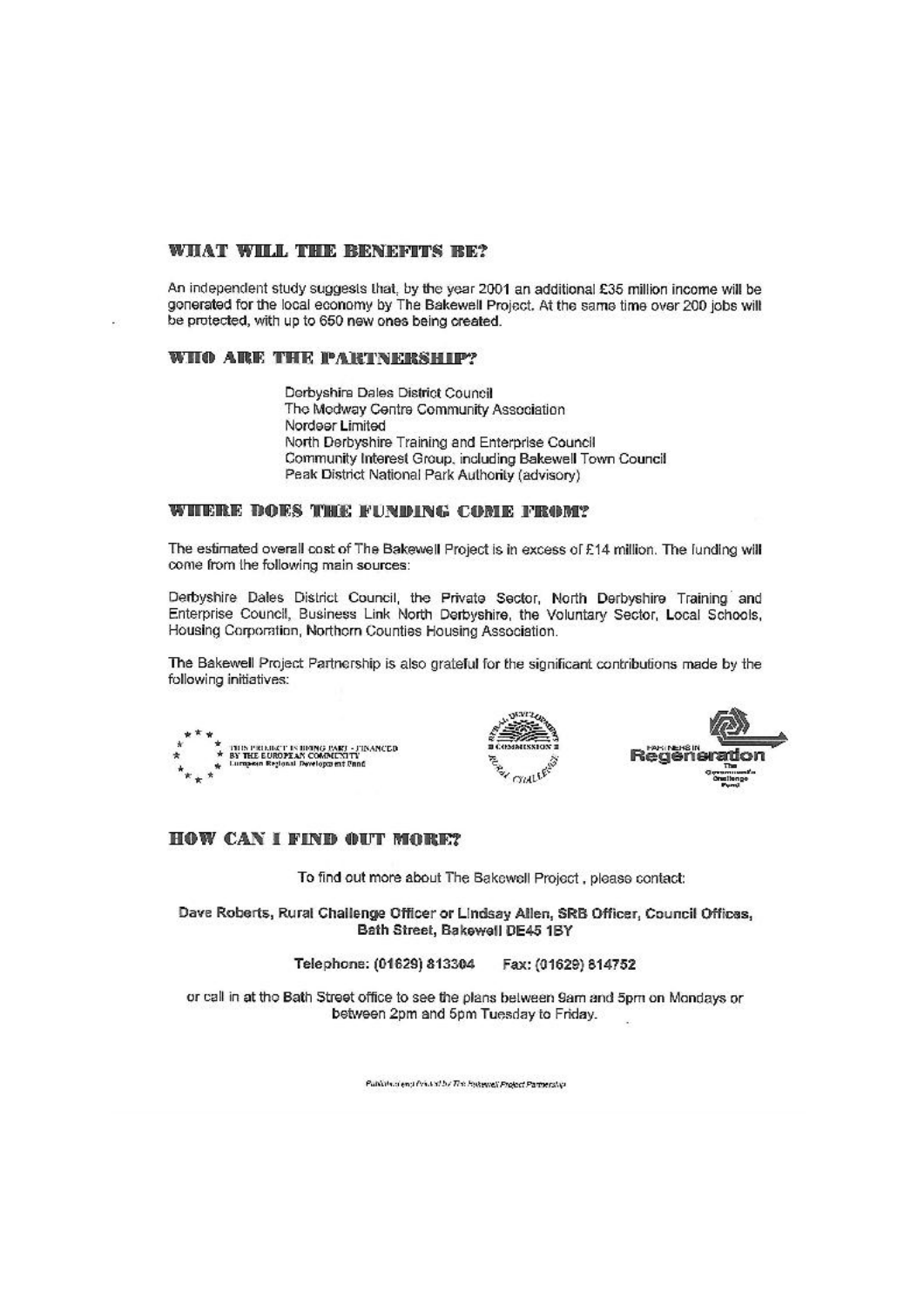## WHAT WILL THE BENEFITS BE?

An independent study suggests that, by the year 2001 an additional £35 million income will be generated for the local economy by The Bakewell Project. At the same time over 200 jobs will be protected, with up to 650 new ones being created.

## WHO ARE THE PARTNERSHIP?

Derbyshire Dales District Council
The Medway Centre Community Association
Nordeer Limited
North Derbyshire Training and Enterprise Council
Community Interest Group, including Bakewell Town Council
Peak District National Park Authority (advisory)

## WHERE DOES THE FUNDING COME FROM?

The estimated overall cost of The Bakewell Project is in excess of £14 million. The funding will come from the following main sources:

Derbyshire Dales District Council, the Private Sector, North Derbyshire Training and Enterprise Council, Business Link North Derbyshire, the Voluntary Sector, Local Schools, Housing Corporation, Northern Counties Housing Association.

The Bakewell Project Partnership is also grateful for the significant contributions made by the following initiatives:

THIS PROJECT IS BEING PART - FINANCED BY THE EUROPEAN COMMUNITY European Regional Development Fund

RURAL DEVELOPMENT COMMISSION RURAL CHALLENGE

PARTNERS IN Regeneration The Government's Challenge Fund

## HOW CAN I FIND OUT MORE?

To find out more about The Bakewell Project, please contact:

**Dave Roberts, Rural Challenge Officer or Lindsay Allen, SRB Officer, Council Offices, Bath Street, Bakewell DE45 1BY**

**Telephone: (01629) 813304 Fax: (01629) 814752**

or call in at the Bath Street office to see the plans between 9am and 5pm on Mondays or between 2pm and 5pm Tuesday to Friday.

Published and Printed by The Bakewell Project Partnership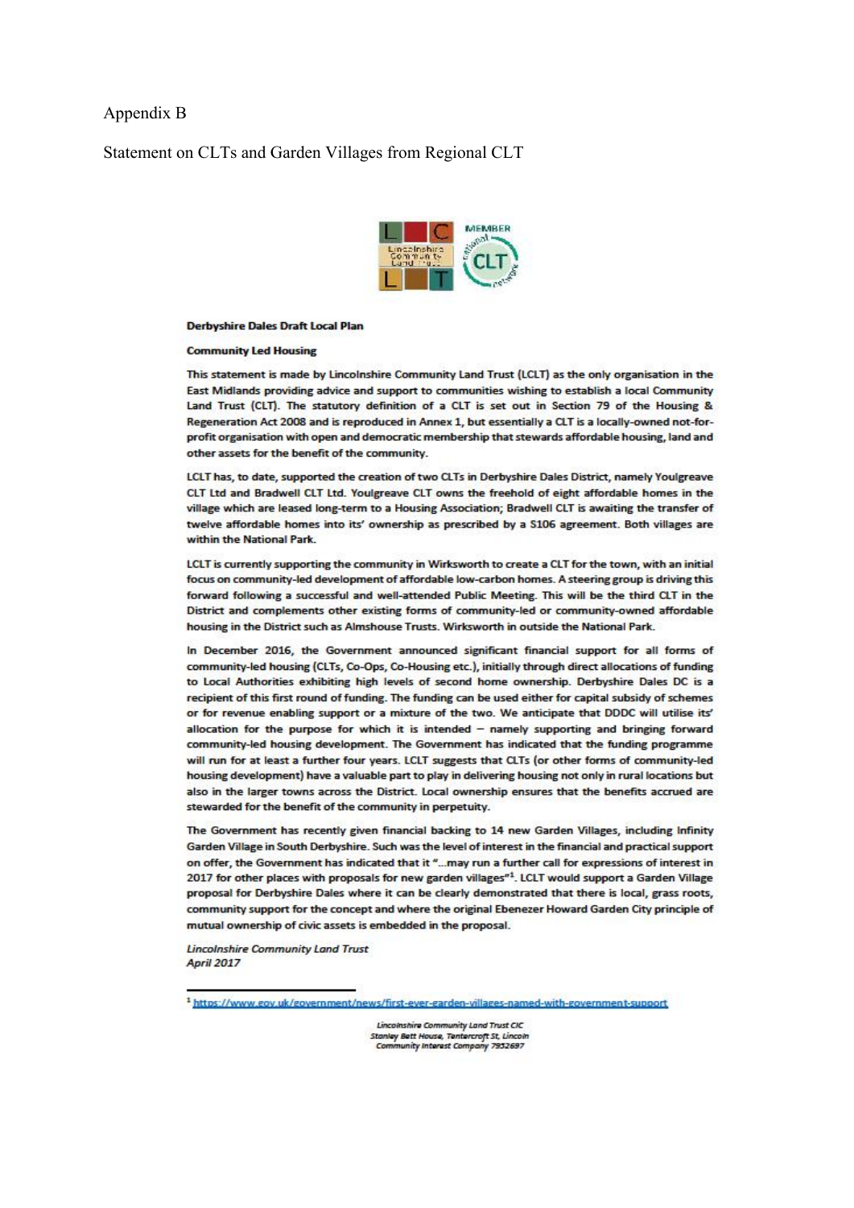Appendix B

Statement on CLTs and Garden Villages from Regional CLT

**Derbyshire Dales Draft Local Plan**

**Community Led Housing**

This statement is made by Lincolnshire Community Land Trust (LCLT) as the only organisation in the East Midlands providing advice and support to communities wishing to establish a local Community Land Trust (CLT). The statutory definition of a CLT is set out in Section 79 of the Housing & Regeneration Act 2008 and is reproduced in Annex 1, but essentially a CLT is a locally-owned not-for-profit organisation with open and democratic membership that stewards affordable housing, land and other assets for the benefit of the community.

LCLT has, to date, supported the creation of two CLTs in Derbyshire Dales District, namely Youlgreave CLT Ltd and Bradwell CLT Ltd. Youlgreave CLT owns the freehold of eight affordable homes in the village which are leased long-term to a Housing Association; Bradwell CLT is awaiting the transfer of twelve affordable homes into its' ownership as prescribed by a S106 agreement. Both villages are within the National Park.

LCLT is currently supporting the community in Wirksworth to create a CLT for the town, with an initial focus on community-led development of affordable low-carbon homes. A steering group is driving this forward following a successful and well-attended Public Meeting. This will be the third CLT in the District and complements other existing forms of community-led or community-owned affordable housing in the District such as Almshouse Trusts. Wirksworth in outside the National Park.

In December 2016, the Government announced significant financial support for all forms of community-led housing (CLTs, Co-Ops, Co-Housing etc.), initially through direct allocations of funding to Local Authorities exhibiting high levels of second home ownership. Derbyshire Dales DC is a recipient of this first round of funding. The funding can be used either for capital subsidy of schemes or for revenue enabling support or a mixture of the two. We anticipate that DDDC will utilise its' allocation for the purpose for which it is intended – namely supporting and bringing forward community-led housing development. The Government has indicated that the funding programme will run for at least a further four years. LCLT suggests that CLTs (or other forms of community-led housing development) have a valuable part to play in delivering housing not only in rural locations but also in the larger towns across the District. Local ownership ensures that the benefits accrued are stewarded for the benefit of the community in perpetuity.

The Government has recently given financial backing to 14 new Garden Villages, including Infinity Garden Village in South Derbyshire. Such was the level of interest in the financial and practical support on offer, the Government has indicated that it "...may run a further call for expressions of interest in 2017 for other places with proposals for new garden villages"[1]. LCLT would support a Garden Village proposal for Derbyshire Dales where it can be clearly demonstrated that there is local, grass roots, community support for the concept and where the original Ebenezer Howard Garden City principle of mutual ownership of civic assets is embedded in the proposal.

*Lincolnshire Community Land Trust*
*April 2017*

[1] https://www.gov.uk/government/news/first-ever-garden-villages-named-with-government-support

*Lincolnshire Community Land Trust CIC*
*Stanley Bett House, Tentercroft St, Lincoln*
*Community Interest Company 7952697*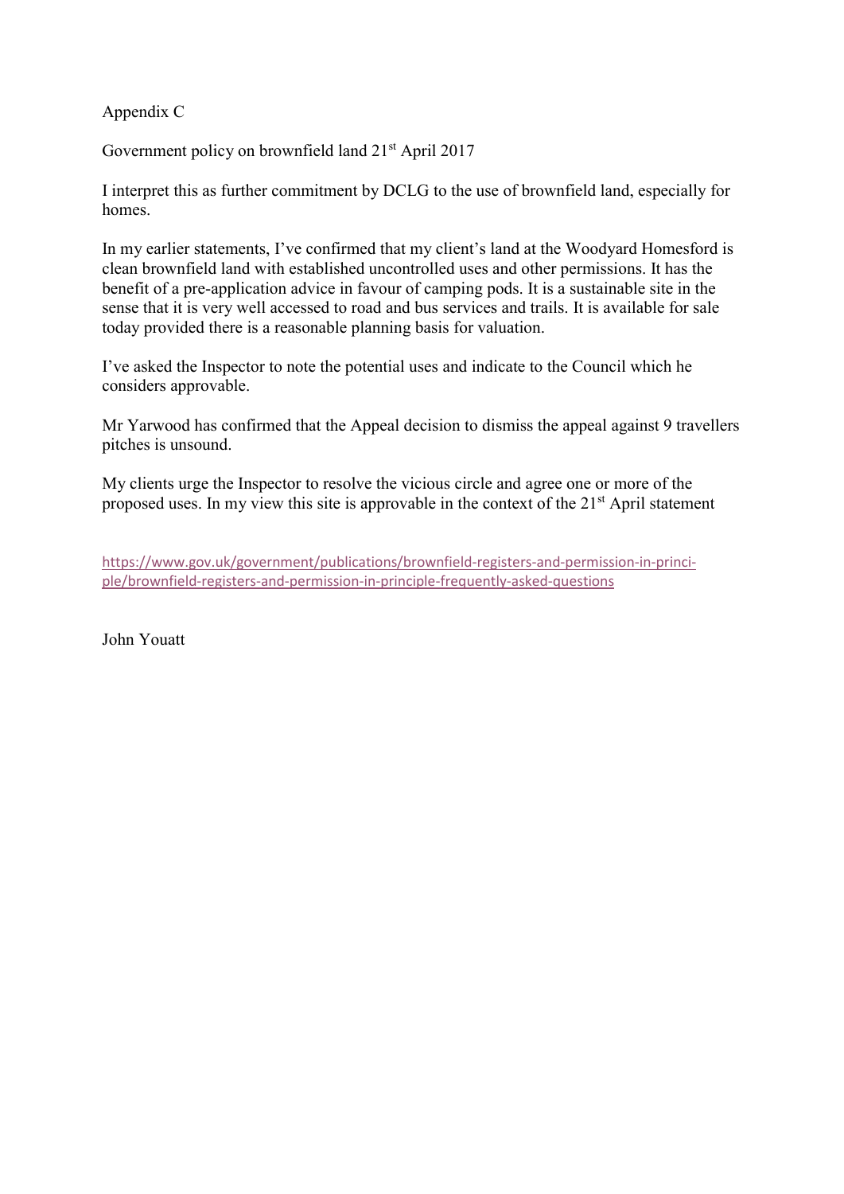Appendix C

Government policy on brownfield land 21st April 2017

I interpret this as further commitment by DCLG to the use of brownfield land, especially for homes.

In my earlier statements, I've confirmed that my client's land at the Woodyard Homesford is clean brownfield land with established uncontrolled uses and other permissions. It has the benefit of a pre-application advice in favour of camping pods. It is a sustainable site in the sense that it is very well accessed to road and bus services and trails. It is available for sale today provided there is a reasonable planning basis for valuation.

I've asked the Inspector to note the potential uses and indicate to the Council which he considers approvable.

Mr Yarwood has confirmed that the Appeal decision to dismiss the appeal against 9 travellers pitches is unsound.

My clients urge the Inspector to resolve the vicious circle and agree one or more of the proposed uses. In my view this site is approvable in the context of the 21st April statement

https://www.gov.uk/government/publications/brownfield-registers-and-permission-in-principle/brownfield-registers-and-permission-in-principle-frequently-asked-questions

John Youatt